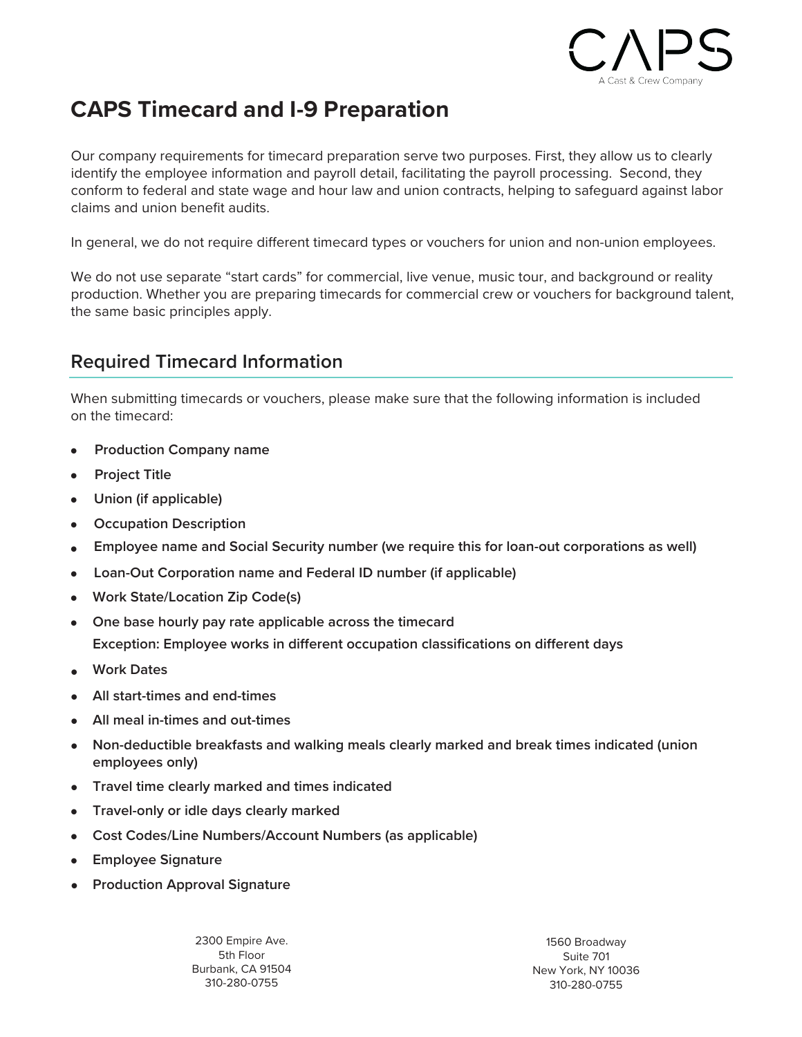# CAPS Timecard and I-9 Preparation

Our company requirements for timecard preparation serve two purposes. First, they allow us to clearly identify the employee information and payroll detail, facilitating the payroll processing. Second, they conform to federal and state wage and hour law and union contracts, helping to safeguard against labor claims and union benefit audits.

In general, we do not require different timecard types or vouchers for union and non-union employees.

We do not use separate "start cards" for commercial, live venue, music tour, and background or reality production. Whether you are preparing timecards for commercial crew or vouchers for background talent, the same basic principles apply.

## Required Timecard Information

When submitting timecards or vouchers, please make sure that the following information is included on the timecard:

- **Production Company name**
- **Project Title**
- **Union (if applicable)**
- **Occupation Description**
- **Employee name and Social Security number (we require this for loan-out corporations as well)**
- **Loan-Out Corporation name and Federal ID number (if applicable)**
- **Work State/Location Zip Code(s)**
- **One base hourly pay rate applicable across the timecard**
  **Exception: Employee works in different occupation classifications on different days**
- **Work Dates**
- **All start-times and end-times**
- **All meal in-times and out-times**
- **Non-deductible breakfasts and walking meals clearly marked and break times indicated (union employees only)**
- **Travel time clearly marked and times indicated**
- **Travel-only or idle days clearly marked**
- **Cost Codes/Line Numbers/Account Numbers (as applicable)**
- **Employee Signature**
- **Production Approval Signature**

2300 Empire Ave.
5th Floor
Burbank, CA 91504
310-280-0755

1560 Broadway
Suite 701
New York, NY 10036
310-280-0755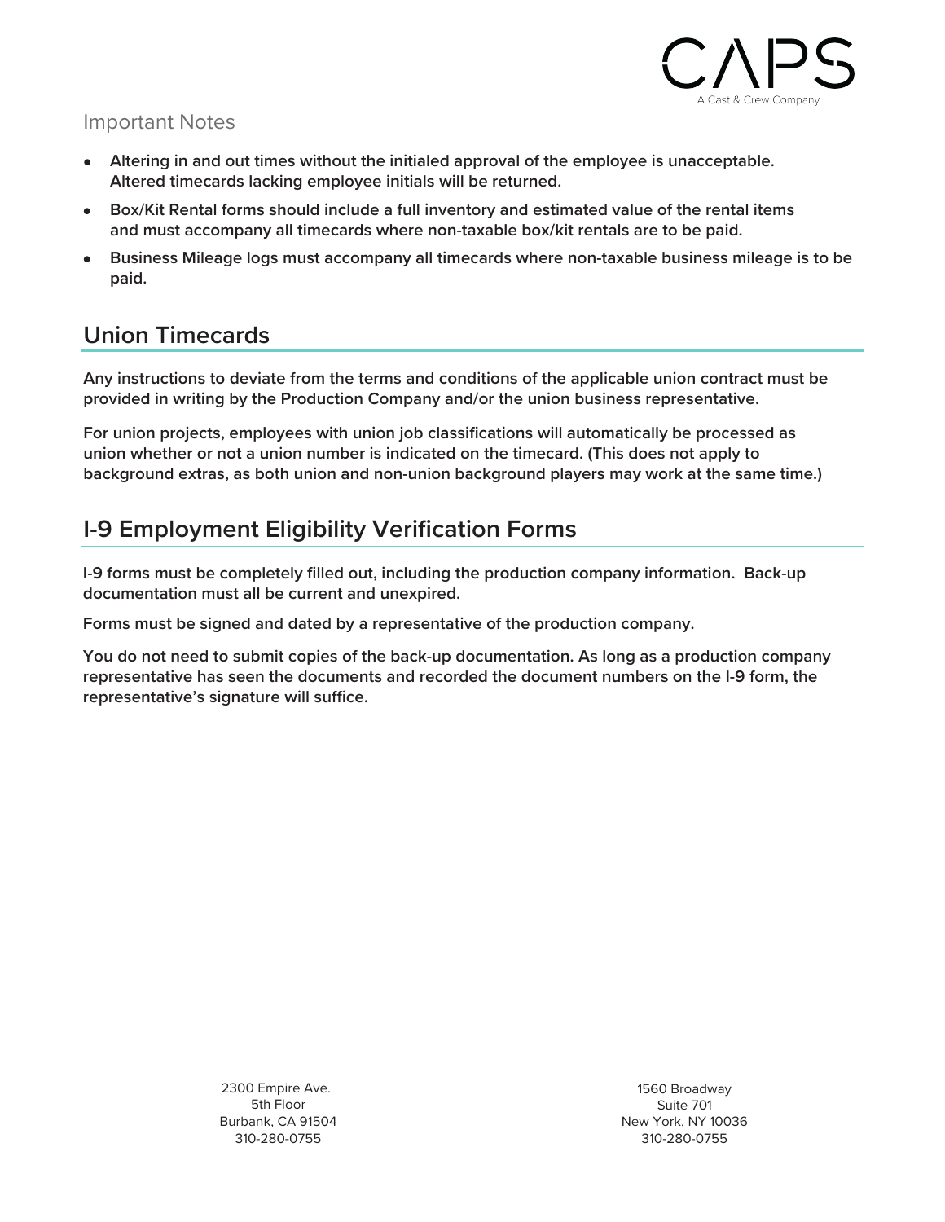## Important Notes

- **Altering in and out times without the initialed approval of the employee is unacceptable. Altered timecards lacking employee initials will be returned.**
- **Box/Kit Rental forms should include a full inventory and estimated value of the rental items and must accompany all timecards where non-taxable box/kit rentals are to be paid.**
- **Business Mileage logs must accompany all timecards where non-taxable business mileage is to be paid.**

## Union Timecards

**Any instructions to deviate from the terms and conditions of the applicable union contract must be provided in writing by the Production Company and/or the union business representative.**

**For union projects, employees with union job classifications will automatically be processed as union whether or not a union number is indicated on the timecard. (This does not apply to background extras, as both union and non-union background players may work at the same time.)**

## I-9 Employment Eligibility Verification Forms

**I-9 forms must be completely filled out, including the production company information. Back-up documentation must all be current and unexpired.**

**Forms must be signed and dated by a representative of the production company.**

**You do not need to submit copies of the back-up documentation. As long as a production company representative has seen the documents and recorded the document numbers on the I-9 form, the representative's signature will suffice.**